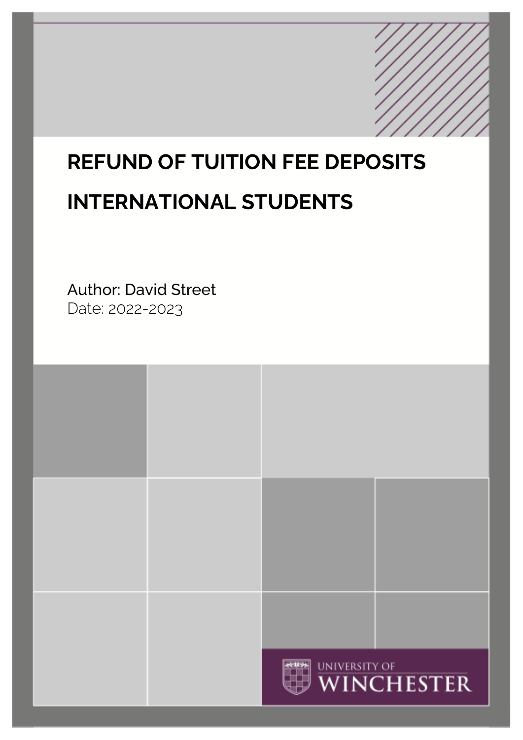# REFUND OF TUITION FEE DEPOSITS

# INTERNATIONAL STUDENTS

Author: David Street
Date: 2022-2023

UNIVERSITY OF WINCHESTER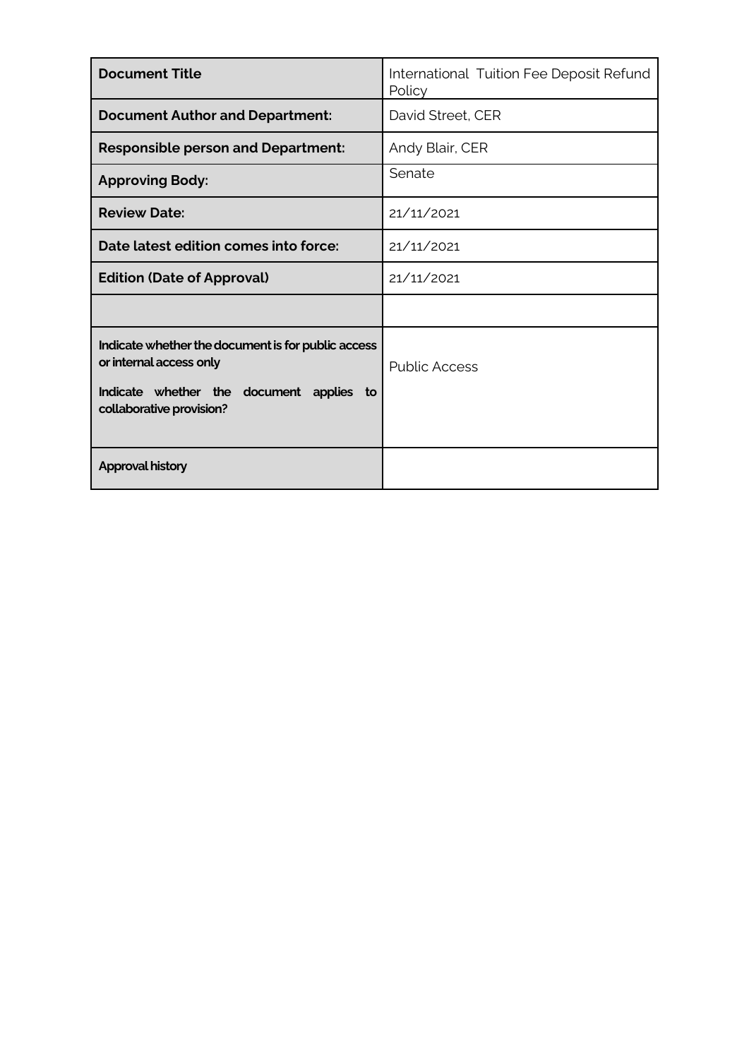| **Document Title** | International Tuition Fee Deposit Refund Policy |
|---|---|
| **Document Author and Department:** | David Street, CER |
| **Responsible person and Department:** | Andy Blair, CER |
| **Approving Body:** | Senate |
| **Review Date:** | 21/11/2021 |
| **Date latest edition comes into force:** | 21/11/2021 |
| **Edition (Date of Approval)** | 21/11/2021 |
| | |
| **Indicate whether the document is for public access or internal access only**<br><br>**Indicate whether the document applies to collaborative provision?** | Public Access |
| **Approval history** | |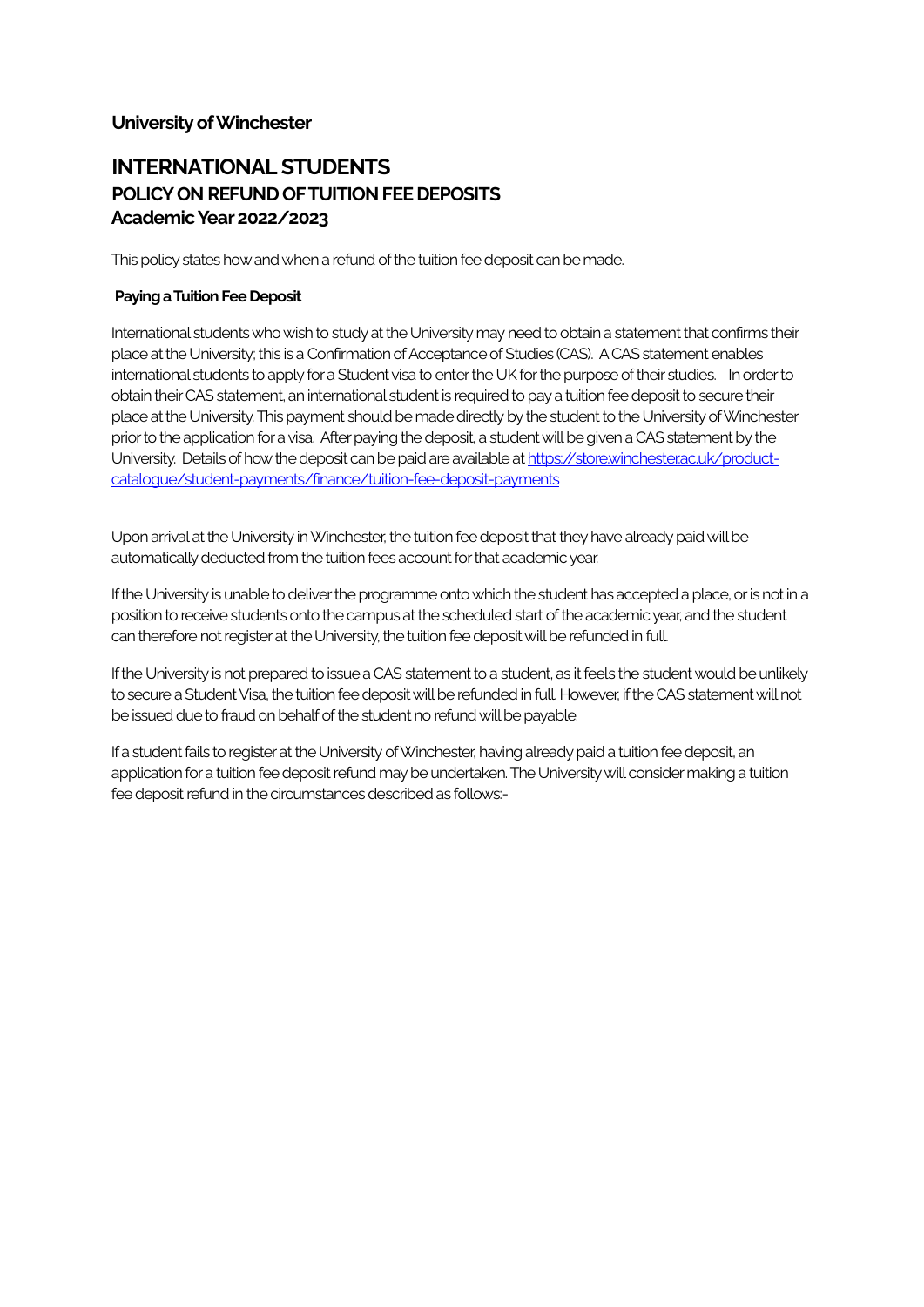**University of Winchester**

# INTERNATIONAL STUDENTS
## POLICY ON REFUND OF TUITION FEE DEPOSITS
## Academic Year 2022/2023

This policy states how and when a refund of the tuition fee deposit can be made.

**Paying a Tuition Fee Deposit**

International students who wish to study at the University may need to obtain a statement that confirms their place at the University; this is a Confirmation of Acceptance of Studies (CAS). A CAS statement enables international students to apply for a Student visa to enter the UK for the purpose of their studies. In order to obtain their CAS statement, an international student is required to pay a tuition fee deposit to secure their place at the University. This payment should be made directly by the student to the University of Winchester prior to the application for a visa. After paying the deposit, a student will be given a CAS statement by the University. Details of how the deposit can be paid are available at [https://store.winchester.ac.uk/product-catalogue/student-payments/finance/tuition-fee-deposit-payments](https://store.winchester.ac.uk/product-catalogue/student-payments/finance/tuition-fee-deposit-payments)

Upon arrival at the University in Winchester, the tuition fee deposit that they have already paid will be automatically deducted from the tuition fees account for that academic year.

If the University is unable to deliver the programme onto which the student has accepted a place, or is not in a position to receive students onto the campus at the scheduled start of the academic year, and the student can therefore not register at the University, the tuition fee deposit will be refunded in full.

If the University is not prepared to issue a CAS statement to a student, as it feels the student would be unlikely to secure a Student Visa, the tuition fee deposit will be refunded in full. However, if the CAS statement will not be issued due to fraud on behalf of the student no refund will be payable.

If a student fails to register at the University of Winchester, having already paid a tuition fee deposit, an application for a tuition fee deposit refund may be undertaken. The University will consider making a tuition fee deposit refund in the circumstances described as follows:-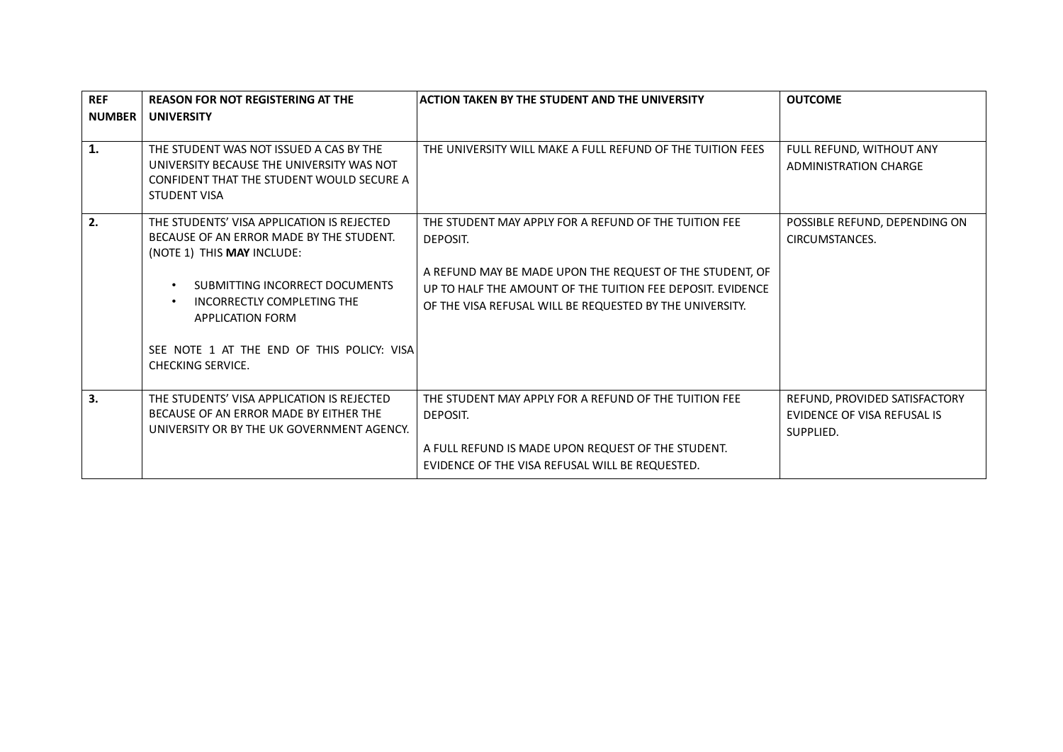| REF NUMBER | REASON FOR NOT REGISTERING AT THE UNIVERSITY | ACTION TAKEN BY THE STUDENT AND THE UNIVERSITY | OUTCOME |
|---|---|---|---|
| **1.** | THE STUDENT WAS NOT ISSUED A CAS BY THE UNIVERSITY BECAUSE THE UNIVERSITY WAS NOT CONFIDENT THAT THE STUDENT WOULD SECURE A STUDENT VISA | THE UNIVERSITY WILL MAKE A FULL REFUND OF THE TUITION FEES | FULL REFUND, WITHOUT ANY ADMINISTRATION CHARGE |
| **2.** | THE STUDENTS' VISA APPLICATION IS REJECTED BECAUSE OF AN ERROR MADE BY THE STUDENT. (NOTE 1) THIS **MAY** INCLUDE:<br>• SUBMITTING INCORRECT DOCUMENTS<br>• INCORRECTLY COMPLETING THE APPLICATION FORM<br><br>SEE NOTE 1 AT THE END OF THIS POLICY: VISA CHECKING SERVICE. | THE STUDENT MAY APPLY FOR A REFUND OF THE TUITION FEE DEPOSIT.<br><br>A REFUND MAY BE MADE UPON THE REQUEST OF THE STUDENT, OF UP TO HALF THE AMOUNT OF THE TUITION FEE DEPOSIT. EVIDENCE OF THE VISA REFUSAL WILL BE REQUESTED BY THE UNIVERSITY. | POSSIBLE REFUND, DEPENDING ON CIRCUMSTANCES. |
| **3.** | THE STUDENTS' VISA APPLICATION IS REJECTED BECAUSE OF AN ERROR MADE BY EITHER THE UNIVERSITY OR BY THE UK GOVERNMENT AGENCY. | THE STUDENT MAY APPLY FOR A REFUND OF THE TUITION FEE DEPOSIT.<br><br>A FULL REFUND IS MADE UPON REQUEST OF THE STUDENT. EVIDENCE OF THE VISA REFUSAL WILL BE REQUESTED. | REFUND, PROVIDED SATISFACTORY EVIDENCE OF VISA REFUSAL IS SUPPLIED. |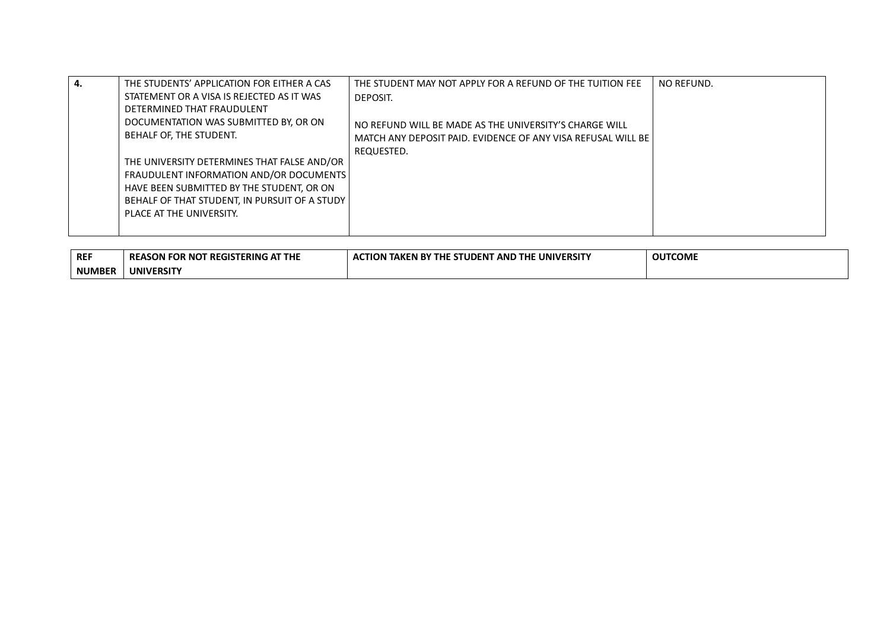| 4. | THE STUDENTS' APPLICATION FOR EITHER A CAS STATEMENT OR A VISA IS REJECTED AS IT WAS DETERMINED THAT FRAUDULENT DOCUMENTATION WAS SUBMITTED BY, OR ON BEHALF OF, THE STUDENT.<br><br>THE UNIVERSITY DETERMINES THAT FALSE AND/OR FRAUDULENT INFORMATION AND/OR DOCUMENTS HAVE BEEN SUBMITTED BY THE STUDENT, OR ON BEHALF OF THAT STUDENT, IN PURSUIT OF A STUDY PLACE AT THE UNIVERSITY. | THE STUDENT MAY NOT APPLY FOR A REFUND OF THE TUITION FEE DEPOSIT.<br><br>NO REFUND WILL BE MADE AS THE UNIVERSITY'S CHARGE WILL MATCH ANY DEPOSIT PAID. EVIDENCE OF ANY VISA REFUSAL WILL BE REQUESTED. | NO REFUND. |
|---|---|---|---|

| **REF NUMBER** | **REASON FOR NOT REGISTERING AT THE UNIVERSITY** | **ACTION TAKEN BY THE STUDENT AND THE UNIVERSITY** | **OUTCOME** |
|---|---|---|---|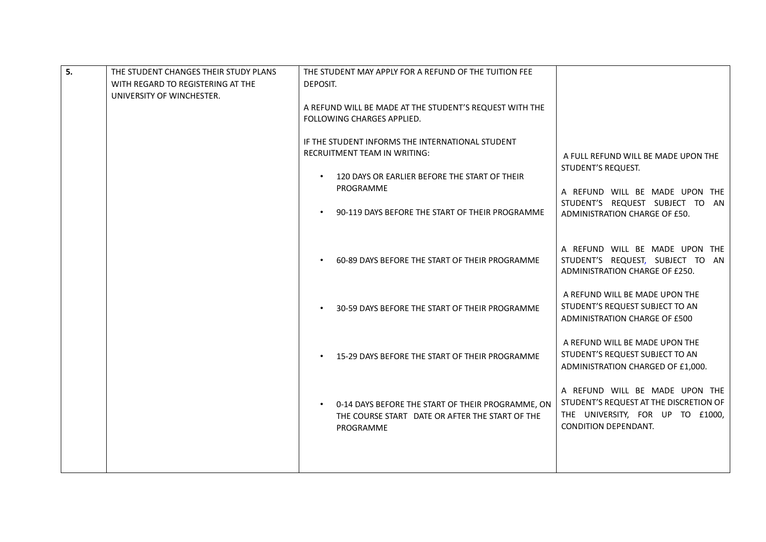| 5. | THE STUDENT CHANGES THEIR STUDY PLANS WITH REGARD TO REGISTERING AT THE UNIVERSITY OF WINCHESTER. | THE STUDENT MAY APPLY FOR A REFUND OF THE TUITION FEE DEPOSIT.<br><br>A REFUND WILL BE MADE AT THE STUDENT'S REQUEST WITH THE FOLLOWING CHARGES APPLIED.<br><br>IF THE STUDENT INFORMS THE INTERNATIONAL STUDENT RECRUITMENT TEAM IN WRITING: | |
|---|---|---|---|
| | | • 120 DAYS OR EARLIER BEFORE THE START OF THEIR PROGRAMME | A FULL REFUND WILL BE MADE UPON THE STUDENT'S REQUEST. |
| | | • 90-119 DAYS BEFORE THE START OF THEIR PROGRAMME | A REFUND WILL BE MADE UPON THE STUDENT'S REQUEST SUBJECT TO AN ADMINISTRATION CHARGE OF £50. |
| | | • 60-89 DAYS BEFORE THE START OF THEIR PROGRAMME | A REFUND WILL BE MADE UPON THE STUDENT'S REQUEST, SUBJECT TO AN ADMINISTRATION CHARGE OF £250. |
| | | • 30-59 DAYS BEFORE THE START OF THEIR PROGRAMME | A REFUND WILL BE MADE UPON THE STUDENT'S REQUEST SUBJECT TO AN ADMINISTRATION CHARGE OF £500 |
| | | • 15-29 DAYS BEFORE THE START OF THEIR PROGRAMME | A REFUND WILL BE MADE UPON THE STUDENT'S REQUEST SUBJECT TO AN ADMINISTRATION CHARGED OF £1,000. |
| | | • 0-14 DAYS BEFORE THE START OF THEIR PROGRAMME, ON THE COURSE START DATE OR AFTER THE START OF THE PROGRAMME | A REFUND WILL BE MADE UPON THE STUDENT'S REQUEST AT THE DISCRETION OF THE UNIVERSITY, FOR UP TO £1000, CONDITION DEPENDANT. |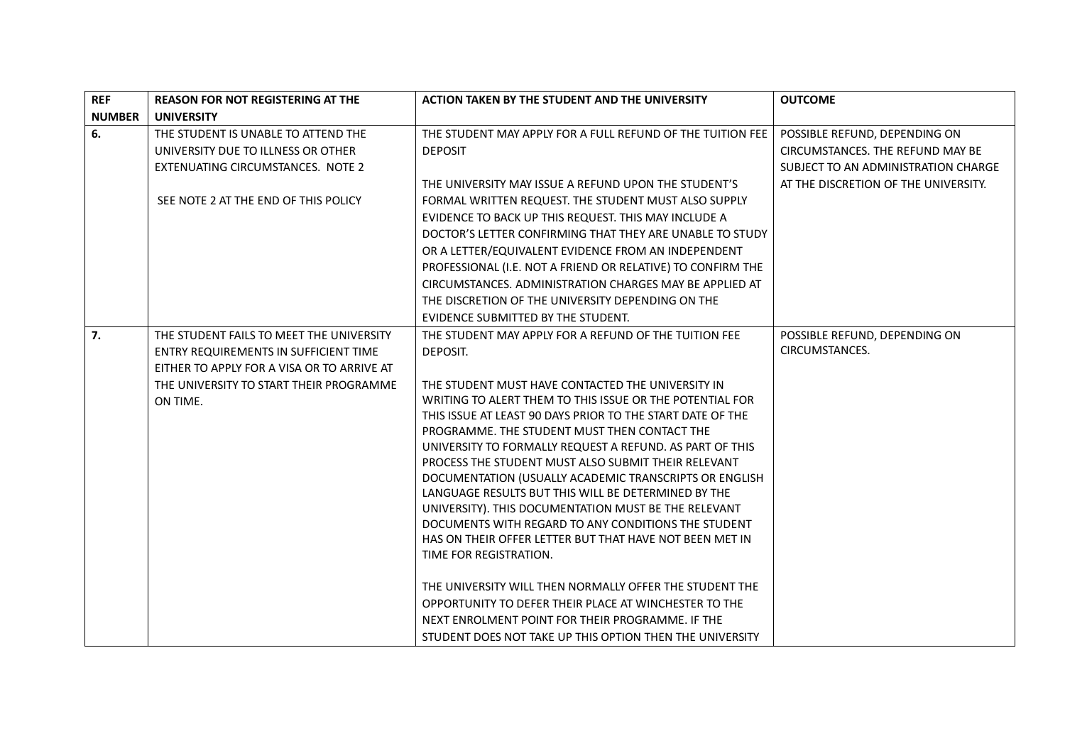| REF NUMBER | REASON FOR NOT REGISTERING AT THE UNIVERSITY | ACTION TAKEN BY THE STUDENT AND THE UNIVERSITY | OUTCOME |
|---|---|---|---|
| **6.** | THE STUDENT IS UNABLE TO ATTEND THE UNIVERSITY DUE TO ILLNESS OR OTHER EXTENUATING CIRCUMSTANCES. NOTE 2<br><br>SEE NOTE 2 AT THE END OF THIS POLICY | THE STUDENT MAY APPLY FOR A FULL REFUND OF THE TUITION FEE DEPOSIT<br><br>THE UNIVERSITY MAY ISSUE A REFUND UPON THE STUDENT'S FORMAL WRITTEN REQUEST. THE STUDENT MUST ALSO SUPPLY EVIDENCE TO BACK UP THIS REQUEST. THIS MAY INCLUDE A DOCTOR'S LETTER CONFIRMING THAT THEY ARE UNABLE TO STUDY OR A LETTER/EQUIVALENT EVIDENCE FROM AN INDEPENDENT PROFESSIONAL (I.E. NOT A FRIEND OR RELATIVE) TO CONFIRM THE CIRCUMSTANCES. ADMINISTRATION CHARGES MAY BE APPLIED AT THE DISCRETION OF THE UNIVERSITY DEPENDING ON THE EVIDENCE SUBMITTED BY THE STUDENT. | POSSIBLE REFUND, DEPENDING ON CIRCUMSTANCES. THE REFUND MAY BE SUBJECT TO AN ADMINISTRATION CHARGE AT THE DISCRETION OF THE UNIVERSITY. |
| **7.** | THE STUDENT FAILS TO MEET THE UNIVERSITY ENTRY REQUIREMENTS IN SUFFICIENT TIME EITHER TO APPLY FOR A VISA OR TO ARRIVE AT THE UNIVERSITY TO START THEIR PROGRAMME ON TIME. | THE STUDENT MAY APPLY FOR A REFUND OF THE TUITION FEE DEPOSIT.<br><br>THE STUDENT MUST HAVE CONTACTED THE UNIVERSITY IN WRITING TO ALERT THEM TO THIS ISSUE OR THE POTENTIAL FOR THIS ISSUE AT LEAST 90 DAYS PRIOR TO THE START DATE OF THE PROGRAMME. THE STUDENT MUST THEN CONTACT THE UNIVERSITY TO FORMALLY REQUEST A REFUND. AS PART OF THIS PROCESS THE STUDENT MUST ALSO SUBMIT THEIR RELEVANT DOCUMENTATION (USUALLY ACADEMIC TRANSCRIPTS OR ENGLISH LANGUAGE RESULTS BUT THIS WILL BE DETERMINED BY THE UNIVERSITY). THIS DOCUMENTATION MUST BE THE RELEVANT DOCUMENTS WITH REGARD TO ANY CONDITIONS THE STUDENT HAS ON THEIR OFFER LETTER BUT THAT HAVE NOT BEEN MET IN TIME FOR REGISTRATION.<br><br>THE UNIVERSITY WILL THEN NORMALLY OFFER THE STUDENT THE OPPORTUNITY TO DEFER THEIR PLACE AT WINCHESTER TO THE NEXT ENROLMENT POINT FOR THEIR PROGRAMME. IF THE STUDENT DOES NOT TAKE UP THIS OPTION THEN THE UNIVERSITY | POSSIBLE REFUND, DEPENDING ON CIRCUMSTANCES. |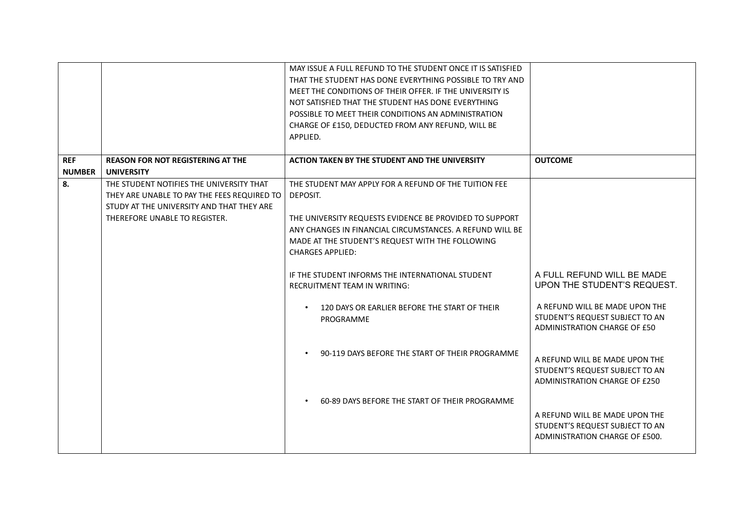| REF NUMBER | REASON FOR NOT REGISTERING AT THE UNIVERSITY | ACTION TAKEN BY THE STUDENT AND THE UNIVERSITY | OUTCOME |
|---|---|---|---|
| | | MAY ISSUE A FULL REFUND TO THE STUDENT ONCE IT IS SATISFIED THAT THE STUDENT HAS DONE EVERYTHING POSSIBLE TO TRY AND MEET THE CONDITIONS OF THEIR OFFER. IF THE UNIVERSITY IS NOT SATISFIED THAT THE STUDENT HAS DONE EVERYTHING POSSIBLE TO MEET THEIR CONDITIONS AN ADMINISTRATION CHARGE OF £150, DEDUCTED FROM ANY REFUND, WILL BE APPLIED. | |
| **8.** | THE STUDENT NOTIFIES THE UNIVERSITY THAT THEY ARE UNABLE TO PAY THE FEES REQUIRED TO STUDY AT THE UNIVERSITY AND THAT THEY ARE THEREFORE UNABLE TO REGISTER. | THE STUDENT MAY APPLY FOR A REFUND OF THE TUITION FEE DEPOSIT.<br><br>THE UNIVERSITY REQUESTS EVIDENCE BE PROVIDED TO SUPPORT ANY CHANGES IN FINANCIAL CIRCUMSTANCES. A REFUND WILL BE MADE AT THE STUDENT'S REQUEST WITH THE FOLLOWING CHARGES APPLIED:<br><br>IF THE STUDENT INFORMS THE INTERNATIONAL STUDENT RECRUITMENT TEAM IN WRITING: | A FULL REFUND WILL BE MADE UPON THE STUDENT'S REQUEST. |
| | | • 120 DAYS OR EARLIER BEFORE THE START OF THEIR PROGRAMME | A REFUND WILL BE MADE UPON THE STUDENT'S REQUEST SUBJECT TO AN ADMINISTRATION CHARGE OF £50 |
| | | • 90-119 DAYS BEFORE THE START OF THEIR PROGRAMME | A REFUND WILL BE MADE UPON THE STUDENT'S REQUEST SUBJECT TO AN ADMINISTRATION CHARGE OF £250 |
| | | • 60-89 DAYS BEFORE THE START OF THEIR PROGRAMME | A REFUND WILL BE MADE UPON THE STUDENT'S REQUEST SUBJECT TO AN ADMINISTRATION CHARGE OF £500. |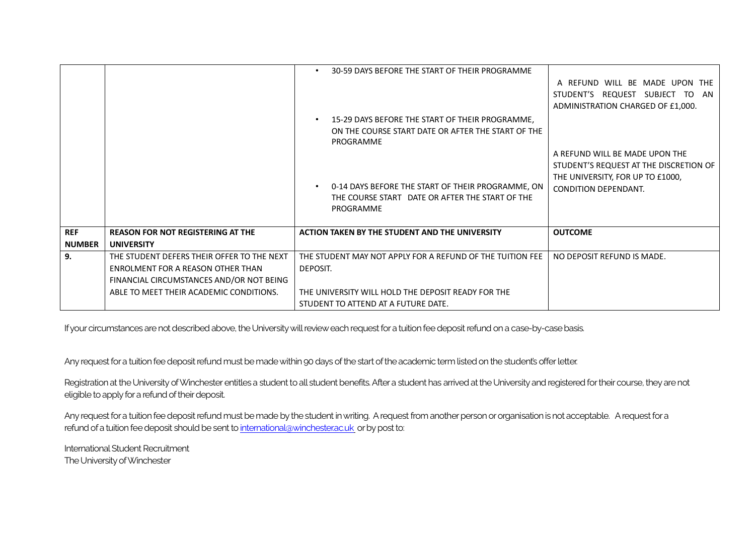| | | • 30-59 DAYS BEFORE THE START OF THEIR PROGRAMME<br><br>• 15-29 DAYS BEFORE THE START OF THEIR PROGRAMME, ON THE COURSE START DATE OR AFTER THE START OF THE PROGRAMME<br><br>• 0-14 DAYS BEFORE THE START OF THEIR PROGRAMME, ON THE COURSE START DATE OR AFTER THE START OF THE PROGRAMME | A REFUND WILL BE MADE UPON THE STUDENT'S REQUEST SUBJECT TO AN ADMINISTRATION CHARGED OF £1,000.<br><br>A REFUND WILL BE MADE UPON THE STUDENT'S REQUEST AT THE DISCRETION OF THE UNIVERSITY, FOR UP TO £1000, CONDITION DEPENDANT. |
|---|---|---|---|
| **REF NUMBER** | **REASON FOR NOT REGISTERING AT THE UNIVERSITY** | **ACTION TAKEN BY THE STUDENT AND THE UNIVERSITY** | **OUTCOME** |
| **9.** | THE STUDENT DEFERS THEIR OFFER TO THE NEXT ENROLMENT FOR A REASON OTHER THAN FINANCIAL CIRCUMSTANCES AND/OR NOT BEING ABLE TO MEET THEIR ACADEMIC CONDITIONS. | THE STUDENT MAY NOT APPLY FOR A REFUND OF THE TUITION FEE DEPOSIT.<br><br>THE UNIVERSITY WILL HOLD THE DEPOSIT READY FOR THE STUDENT TO ATTEND AT A FUTURE DATE. | NO DEPOSIT REFUND IS MADE. |

If your circumstances are not described above, the University will review each request for a tuition fee deposit refund on a case-by-case basis.

Any request for a tuition fee deposit refund must be made within 90 days of the start of the academic term listed on the student's offer letter.

Registration at the University of Winchester entitles a student to all student benefits. After a student has arrived at the University and registered for their course, they are not eligible to apply for a refund of their deposit.

Any request for a tuition fee deposit refund must be made by the student in writing. A request from another person or organisation is not acceptable. A request for a refund of a tuition fee deposit should be sent to international@winchester.ac.uk or by post to:

International Student Recruitment
The University of Winchester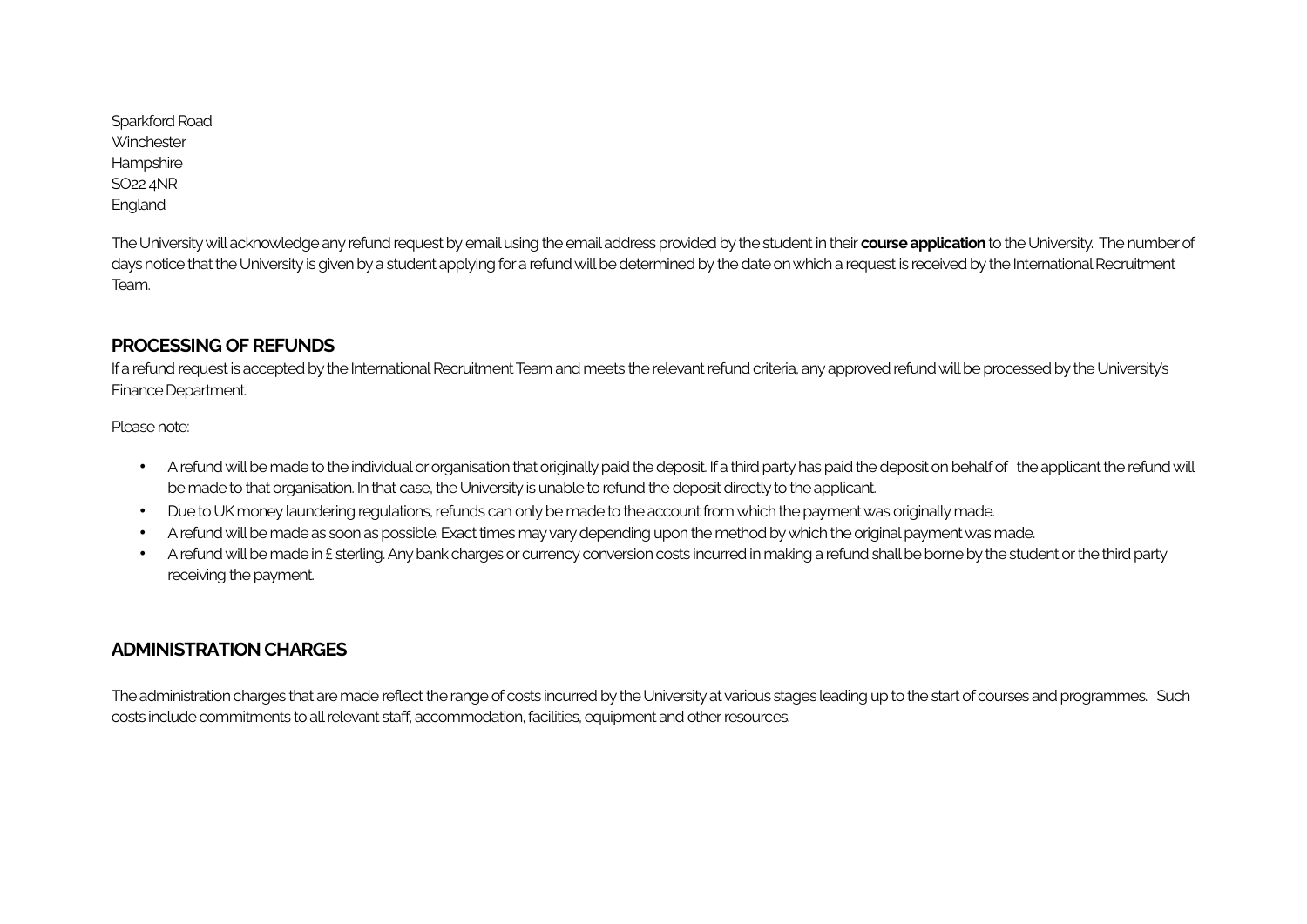Sparkford Road
Winchester
Hampshire
SO22 4NR
England

The University will acknowledge any refund request by email using the email address provided by the student in their **course application** to the University. The number of days notice that the University is given by a student applying for a refund will be determined by the date on which a request is received by the International Recruitment Team.

## PROCESSING OF REFUNDS

If a refund request is accepted by the International Recruitment Team and meets the relevant refund criteria, any approved refund will be processed by the University's Finance Department.

Please note:

- A refund will be made to the individual or organisation that originally paid the deposit. If a third party has paid the deposit on behalf of the applicant the refund will be made to that organisation. In that case, the University is unable to refund the deposit directly to the applicant.
- Due to UK money laundering regulations, refunds can only be made to the account from which the payment was originally made.
- A refund will be made as soon as possible. Exact times may vary depending upon the method by which the original payment was made.
- A refund will be made in £ sterling. Any bank charges or currency conversion costs incurred in making a refund shall be borne by the student or the third party receiving the payment.

## ADMINISTRATION CHARGES

The administration charges that are made reflect the range of costs incurred by the University at various stages leading up to the start of courses and programmes. Such costs include commitments to all relevant staff, accommodation, facilities, equipment and other resources.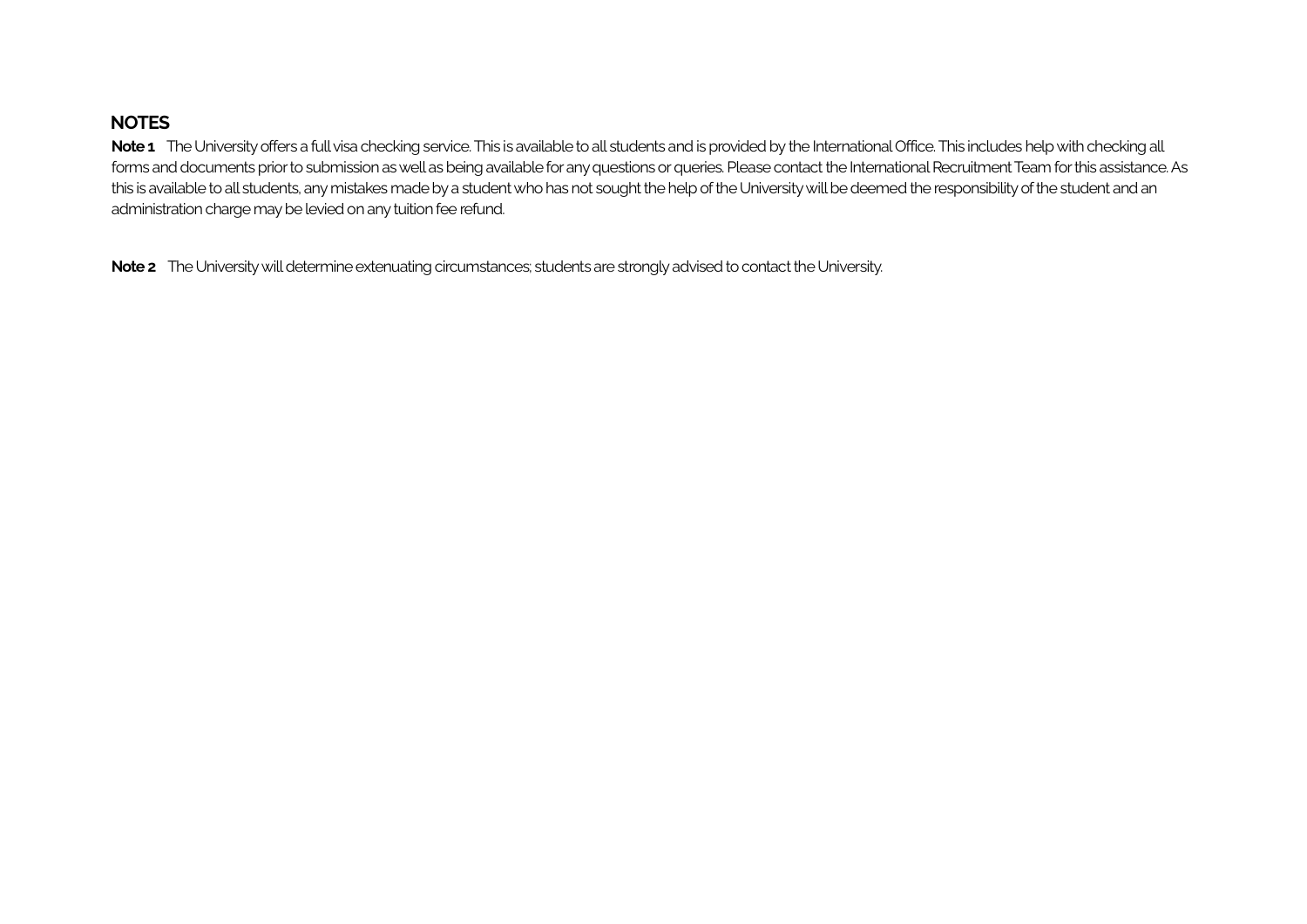## NOTES

**Note 1** The University offers a full visa checking service. This is available to all students and is provided by the International Office. This includes help with checking all forms and documents prior to submission as well as being available for any questions or queries. Please contact the International Recruitment Team for this assistance. As this is available to all students, any mistakes made by a student who has not sought the help of the University will be deemed the responsibility of the student and an administration charge may be levied on any tuition fee refund.

**Note 2** The University will determine extenuating circumstances; students are strongly advised to contact the University.